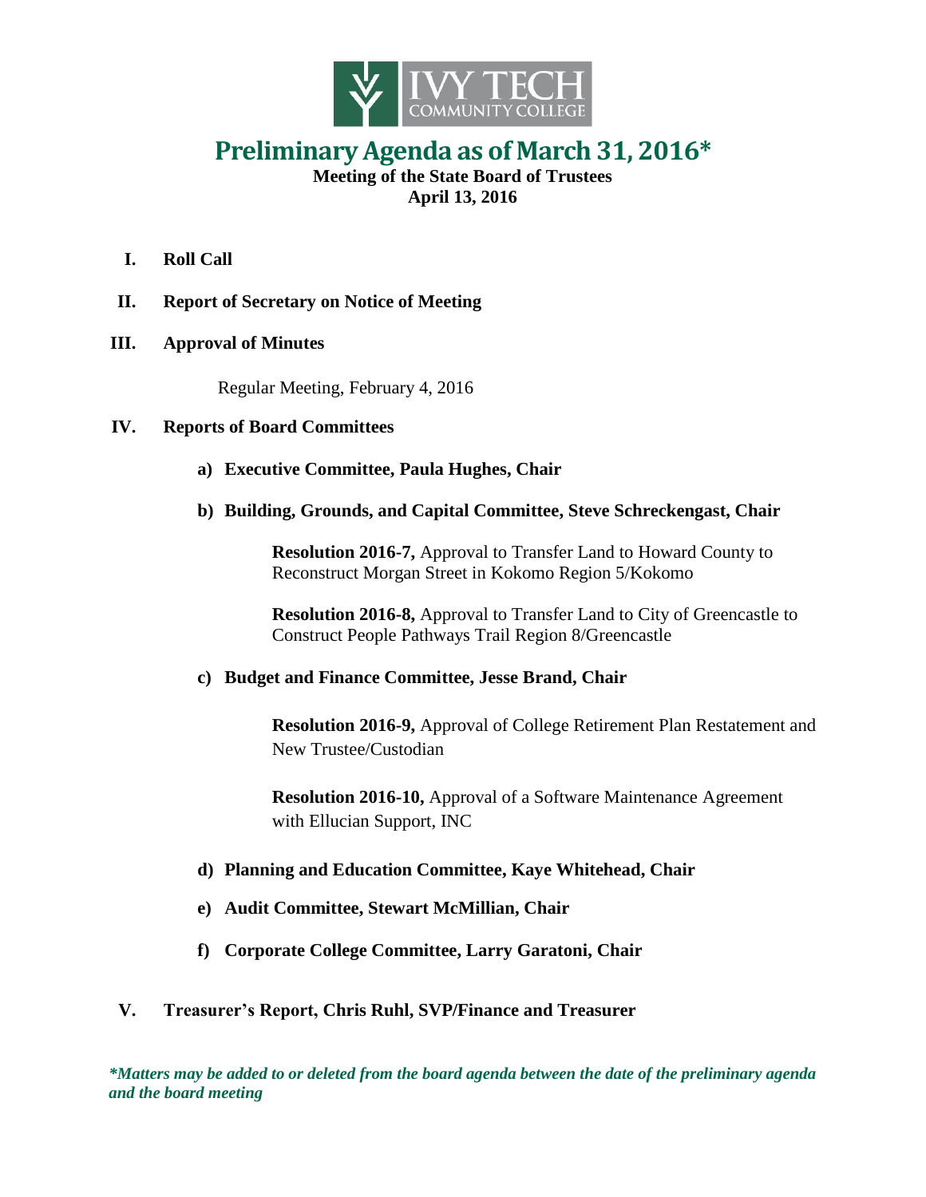# Preliminary Agenda as of March 31, 2016*

**Meeting of the State Board of Trustees**
**April 13, 2016**

**I. Roll Call**

**II. Report of Secretary on Notice of Meeting**

**III. Approval of Minutes**

Regular Meeting, February 4, 2016

**IV. Reports of Board Committees**

**a) Executive Committee, Paula Hughes, Chair**

**b) Building, Grounds, and Capital Committee, Steve Schreckengast, Chair**

**Resolution 2016-7,** Approval to Transfer Land to Howard County to Reconstruct Morgan Street in Kokomo Region 5/Kokomo

**Resolution 2016-8,** Approval to Transfer Land to City of Greencastle to Construct People Pathways Trail Region 8/Greencastle

**c) Budget and Finance Committee, Jesse Brand, Chair**

**Resolution 2016-9,** Approval of College Retirement Plan Restatement and New Trustee/Custodian

**Resolution 2016-10,** Approval of a Software Maintenance Agreement with Ellucian Support, INC

**d) Planning and Education Committee, Kaye Whitehead, Chair**

**e) Audit Committee, Stewart McMillian, Chair**

**f) Corporate College Committee, Larry Garatoni, Chair**

**V. Treasurer's Report, Chris Ruhl, SVP/Finance and Treasurer**

***Matters may be added to or deleted from the board agenda between the date of the preliminary agenda and the board meeting***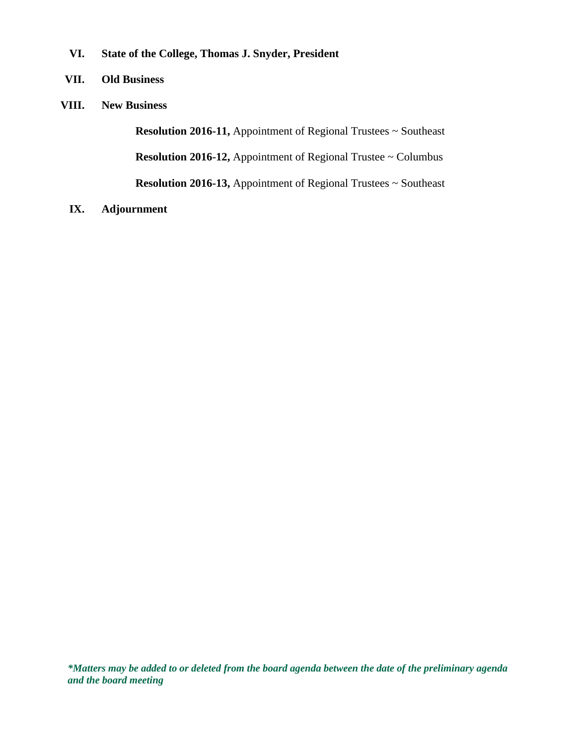**VI. State of the College, Thomas J. Snyder, President**

**VII. Old Business**

**VIII. New Business**

**Resolution 2016-11,** Appointment of Regional Trustees ~ Southeast

**Resolution 2016-12,** Appointment of Regional Trustee ~ Columbus

**Resolution 2016-13,** Appointment of Regional Trustees ~ Southeast

**IX. Adjournment**

***Matters may be added to or deleted from the board agenda between the date of the preliminary agenda and the board meeting***